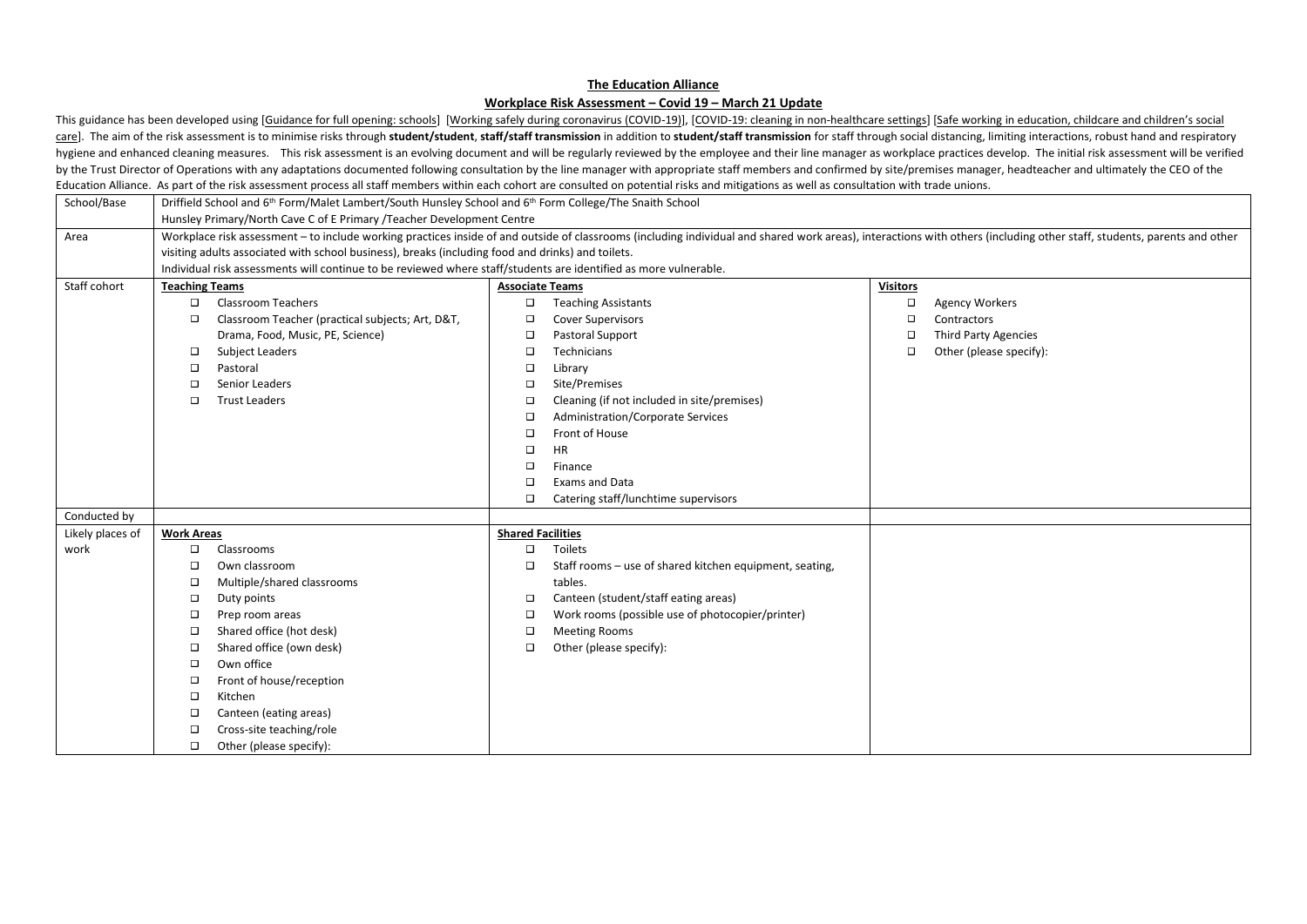# The Education Alliance

## Workplace Risk Assessment – Covid 19 – March 21 Update

This guidance has been developed using [Guidance for full opening: schools] [Working safely during coronavirus (COVID-19)], [COVID-19: cleaning in non-healthcare settings] [Safe working in education, childcare and children's social care]. The aim of the risk assessment is to minimise risks through **student/student**, **staff/staff transmission** in addition to **student/staff transmission** for staff through social distancing, limiting interactions, robust hand and respiratory hygiene and enhanced cleaning measures. This risk assessment is an evolving document and will be regularly reviewed by the employee and their line manager as workplace practices develop. The initial risk assessment will be verified by the Trust Director of Operations with any adaptations documented following consultation by the line manager with appropriate staff members and confirmed by site/premises manager, headteacher and ultimately the CEO of the Education Alliance. As part of the risk assessment process all staff members within each cohort are consulted on potential risks and mitigations as well as consultation with trade unions.

| | | | |
|---|---|---|---|
| School/Base | Driffield School and 6th Form/Malet Lambert/South Hunsley School and 6th Form College/The Snaith School<br>Hunsley Primary/North Cave C of E Primary /Teacher Development Centre | | |
| Area | Workplace risk assessment – to include working practices inside of and outside of classrooms (including individual and shared work areas), interactions with others (including other staff, students, parents and other visiting adults associated with school business), breaks (including food and drinks) and toilets.<br>Individual risk assessments will continue to be reviewed where staff/students are identified as more vulnerable. | | |
| Staff cohort | **Teaching Teams**<br>☐ Classroom Teachers<br>☐ Classroom Teacher (practical subjects; Art, D&T, Drama, Food, Music, PE, Science)<br>☐ Subject Leaders<br>☐ Pastoral<br>☐ Senior Leaders<br>☐ Trust Leaders | **Associate Teams**<br>☐ Teaching Assistants<br>☐ Cover Supervisors<br>☐ Pastoral Support<br>☐ Technicians<br>☐ Library<br>☐ Site/Premises<br>☐ Cleaning (if not included in site/premises)<br>☐ Administration/Corporate Services<br>☐ Front of House<br>☐ HR<br>☐ Finance<br>☐ Exams and Data<br>☐ Catering staff/lunchtime supervisors | **Visitors**<br>☐ Agency Workers<br>☐ Contractors<br>☐ Third Party Agencies<br>☐ Other (please specify): |
| Conducted by | | | |
| Likely places of work | **Work Areas**<br>☐ Classrooms<br>☐ Own classroom<br>☐ Multiple/shared classrooms<br>☐ Duty points<br>☐ Prep room areas<br>☐ Shared office (hot desk)<br>☐ Shared office (own desk)<br>☐ Own office<br>☐ Front of house/reception<br>☐ Kitchen<br>☐ Canteen (eating areas)<br>☐ Cross-site teaching/role<br>☐ Other (please specify): | **Shared Facilities**<br>☐ Toilets<br>☐ Staff rooms – use of shared kitchen equipment, seating, tables.<br>☐ Canteen (student/staff eating areas)<br>☐ Work rooms (possible use of photocopier/printer)<br>☐ Meeting Rooms<br>☐ Other (please specify): | |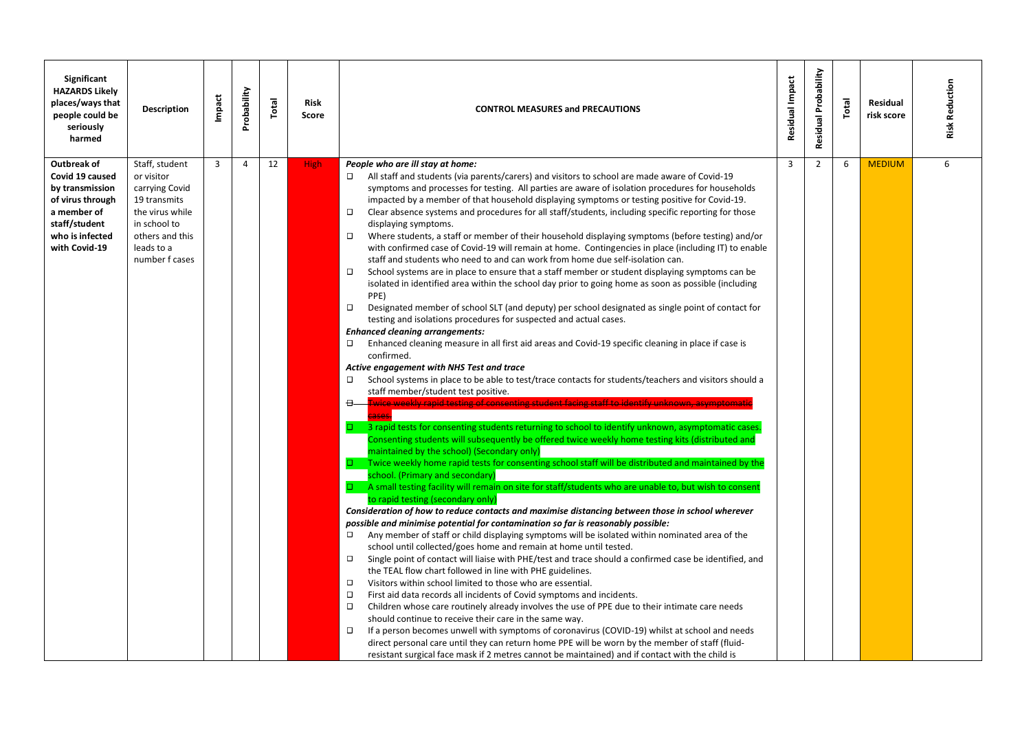| Significant HAZARDS Likely places/ways that people could be seriously harmed | Description | Impact | Probability | Total | Risk Score | CONTROL MEASURES and PRECAUTIONS | Residual Impact | Residual Probability | Total | Residual risk score | Risk Reduction |
|---|---|---|---|---|---|---|---|---|---|---|---|
| **Outbreak of Covid 19 caused by transmission of virus through a member of staff/student who is infected with Covid-19** | Staff, student or visitor carrying Covid 19 transmits the virus while in school to others and this leads to a number f cases | 3 | 4 | 12 | High | ***People who are ill stay at home:*** <br>☐ All staff and students (via parents/carers) and visitors to school are made aware of Covid-19 symptoms and processes for testing. All parties are aware of isolation procedures for households impacted by a member of that household displaying symptoms or testing positive for Covid-19. <br>☐ Clear absence systems and procedures for all staff/students, including specific reporting for those displaying symptoms. <br>☐ Where students, a staff or member of their household displaying symptoms (before testing) and/or with confirmed case of Covid-19 will remain at home. Contingencies in place (including IT) to enable staff and students who need to and can work from home due self-isolation can. <br>☐ School systems are in place to ensure that a staff member or student displaying symptoms can be isolated in identified area within the school day prior to going home as soon as possible (including PPE) <br>☐ Designated member of school SLT (and deputy) per school designated as single point of contact for testing and isolations procedures for suspected and actual cases. <br>***Enhanced cleaning arrangements:*** <br>☐ Enhanced cleaning measure in all first aid areas and Covid-19 specific cleaning in place if case is confirmed. <br>***Active engagement with NHS Test and trace*** <br>☐ School systems in place to be able to test/trace contacts for students/teachers and visitors should a staff member/student test positive. <br>~~☐ Twice weekly rapid testing of consenting student facing staff to identify unknown, asymptomatic cases.~~ <br>☐ 3 rapid tests for consenting students returning to school to identify unknown, asymptomatic cases. Consenting students will subsequently be offered twice weekly home testing kits (distributed and maintained by the school) (Secondary only) <br>☐ Twice weekly home rapid tests for consenting school staff will be distributed and maintained by the school. (Primary and secondary) <br>☐ A small testing facility will remain on site for staff/students who are unable to, but wish to consent to rapid testing (secondary only) <br>***Consideration of how to reduce contacts and maximise distancing between those in school wherever possible and minimise potential for contamination so far is reasonably possible:*** <br>☐ Any member of staff or child displaying symptoms will be isolated within nominated area of the school until collected/goes home and remain at home until tested. <br>☐ Single point of contact will liaise with PHE/test and trace should a confirmed case be identified, and the TEAL flow chart followed in line with PHE guidelines. <br>☐ Visitors within school limited to those who are essential. <br>☐ First aid data records all incidents of Covid symptoms and incidents. <br>☐ Children whose care routinely already involves the use of PPE due to their intimate care needs should continue to receive their care in the same way. <br>☐ If a person becomes unwell with symptoms of coronavirus (COVID-19) whilst at school and needs direct personal care until they can return home PPE will be worn by the member of staff (fluid-resistant surgical face mask if 2 metres cannot be maintained) and if contact with the child is | 3 | 2 | 6 | MEDIUM | 6 |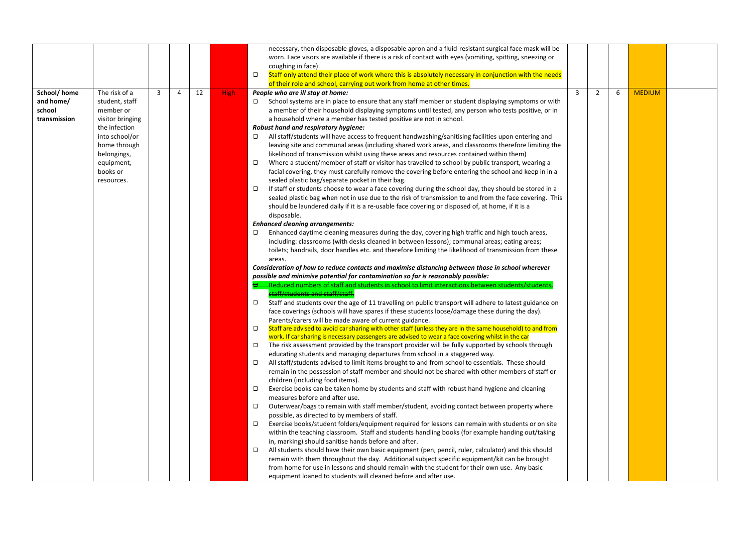| | | | | | | | | | | | |
|---|---|---|---|---|---|---|---|---|---|---|---|
| | | | | | | necessary, then disposable gloves, a disposable apron and a fluid-resistant surgical face mask will be worn. Face visors are available if there is a risk of contact with eyes (vomiting, spitting, sneezing or coughing in face).<br>☐ Staff only attend their place of work where this is absolutely necessary in conjunction with the needs of their role and school, carrying out work from home at other times. | | | | | |
| **School/ home and home/ school transmission** | The risk of a student, staff member or visitor bringing the infection into school/or home through belongings, equipment, books or resources. | 3 | 4 | 12 | High | ***People who are ill stay at home:***<br>☐ School systems are in place to ensure that any staff member or student displaying symptoms or with a member of their household displaying symptoms until tested, any person who tests positive, or in a household where a member has tested positive are not in school.<br>***Robust hand and respiratory hygiene:***<br>☐ All staff/students will have access to frequent handwashing/sanitising facilities upon entering and leaving site and communal areas (including shared work areas, and classrooms therefore limiting the likelihood of transmission whilst using these areas and resources contained within them)<br>☐ Where a student/member of staff or visitor has travelled to school by public transport, wearing a facial covering, they must carefully remove the covering before entering the school and keep in in a sealed plastic bag/separate pocket in their bag.<br>☐ If staff or students choose to wear a face covering during the school day, they should be stored in a sealed plastic bag when not in use due to the risk of transmission to and from the face covering. This should be laundered daily if it is a re-usable face covering or disposed of, at home, if it is a disposable.<br>***Enhanced cleaning arrangements:***<br>☐ Enhanced daytime cleaning measures during the day, covering high traffic and high touch areas, including: classrooms (with desks cleaned in between lessons); communal areas; eating areas; toilets; handrails, door handles etc. and therefore limiting the likelihood of transmission from these areas.<br>***Consideration of how to reduce contacts and maximise distancing between those in school wherever possible and minimise potential for contamination so far is reasonably possible:***<br>☐ ~~Reduced numbers of staff and students in school to limit interactions between students/students, staff/students and staff/staff.~~<br>☐ Staff and students over the age of 11 travelling on public transport will adhere to latest guidance on face coverings (schools will have spares if these students loose/damage these during the day). Parents/carers will be made aware of current guidance.<br>☐ Staff are advised to avoid car sharing with other staff (unless they are in the same household) to and from work. If car sharing is necessary passengers are advised to wear a face covering whilst in the car<br>☐ The risk assessment provided by the transport provider will be fully supported by schools through educating students and managing departures from school in a staggered way.<br>☐ All staff/students advised to limit items brought to and from school to essentials. These should remain in the possession of staff member and should not be shared with other members of staff or children (including food items).<br>☐ Exercise books can be taken home by students and staff with robust hand hygiene and cleaning measures before and after use.<br>☐ Outerwear/bags to remain with staff member/student, avoiding contact between property where possible, as directed to by members of staff.<br>☐ Exercise books/student folders/equipment required for lessons can remain with students or on site within the teaching classroom. Staff and students handling books (for example handing out/taking in, marking) should sanitise hands before and after.<br>☐ All students should have their own basic equipment (pen, pencil, ruler, calculator) and this should remain with them throughout the day. Additional subject specific equipment/kit can be brought from home for use in lessons and should remain with the student for their own use. Any basic equipment loaned to students will cleaned before and after use. | 3 | 2 | 6 | MEDIUM | |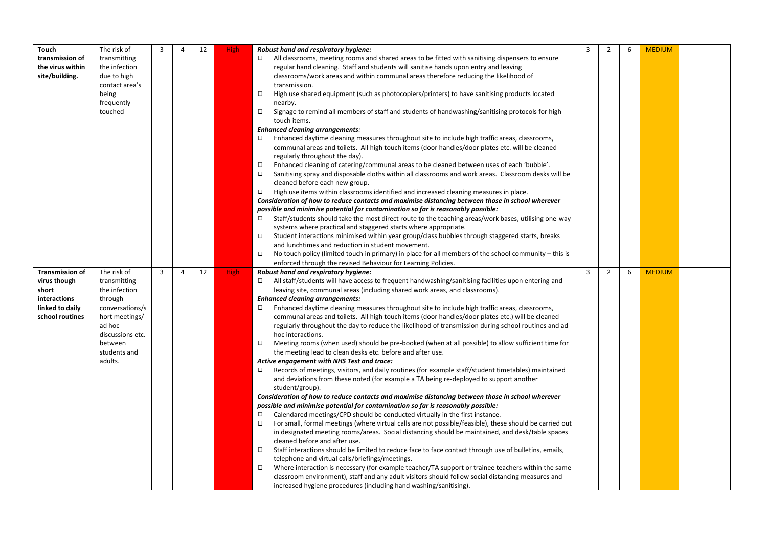| | | | | | | | | | | | |
|---|---|---|---|---|---|---|---|---|---|---|---|
| **Touch transmission of the virus within site/building.** | The risk of transmitting the infection due to high contact area's being frequently touched | 3 | 4 | 12 | High | ***Robust hand and respiratory hygiene:***<br>□ All classrooms, meeting rooms and shared areas to be fitted with sanitising dispensers to ensure regular hand cleaning. Staff and students will sanitise hands upon entry and leaving classrooms/work areas and within communal areas therefore reducing the likelihood of transmission.<br>□ High use shared equipment (such as photocopiers/printers) to have sanitising products located nearby.<br>□ Signage to remind all members of staff and students of handwashing/sanitising protocols for high touch items.<br>***Enhanced cleaning arrangements:***<br>□ Enhanced daytime cleaning measures throughout site to include high traffic areas, classrooms, communal areas and toilets. All high touch items (door handles/door plates etc. will be cleaned regularly throughout the day).<br>□ Enhanced cleaning of catering/communal areas to be cleaned between uses of each 'bubble'.<br>□ Sanitising spray and disposable cloths within all classrooms and work areas. Classroom desks will be cleaned before each new group.<br>□ High use items within classrooms identified and increased cleaning measures in place.<br>***Consideration of how to reduce contacts and maximise distancing between those in school wherever possible and minimise potential for contamination so far is reasonably possible:***<br>□ Staff/students should take the most direct route to the teaching areas/work bases, utilising one-way systems where practical and staggered starts where appropriate.<br>□ Student interactions minimised within year group/class bubbles through staggered starts, breaks and lunchtimes and reduction in student movement.<br>□ No touch policy (limited touch in primary) in place for all members of the school community – this is enforced through the revised Behaviour for Learning Policies. | 3 | 2 | 6 | MEDIUM | |
| **Transmission of virus though short interactions linked to daily school routines** | The risk of transmitting the infection through conversations/short meetings/ ad hoc discussions etc. between students and adults. | 3 | 4 | 12 | High | ***Robust hand and respiratory hygiene:***<br>□ All staff/students will have access to frequent handwashing/sanitising facilities upon entering and leaving site, communal areas (including shared work areas, and classrooms).<br>***Enhanced cleaning arrangements:***<br>□ Enhanced daytime cleaning measures throughout site to include high traffic areas, classrooms, communal areas and toilets. All high touch items (door handles/door plates etc.) will be cleaned regularly throughout the day to reduce the likelihood of transmission during school routines and ad hoc interactions.<br>□ Meeting rooms (when used) should be pre-booked (when at all possible) to allow sufficient time for the meeting lead to clean desks etc. before and after use.<br>***Active engagement with NHS Test and trace:***<br>□ Records of meetings, visitors, and daily routines (for example staff/student timetables) maintained and deviations from these noted (for example a TA being re-deployed to support another student/group).<br>***Consideration of how to reduce contacts and maximise distancing between those in school wherever possible and minimise potential for contamination so far is reasonably possible:***<br>□ Calendared meetings/CPD should be conducted virtually in the first instance.<br>□ For small, formal meetings (where virtual calls are not possible/feasible), these should be carried out in designated meeting rooms/areas. Social distancing should be maintained, and desk/table spaces cleaned before and after use.<br>□ Staff interactions should be limited to reduce face to face contact through use of bulletins, emails, telephone and virtual calls/briefings/meetings.<br>□ Where interaction is necessary (for example teacher/TA support or trainee teachers within the same classroom environment), staff and any adult visitors should follow social distancing measures and increased hygiene procedures (including hand washing/sanitising). | 3 | 2 | 6 | MEDIUM | |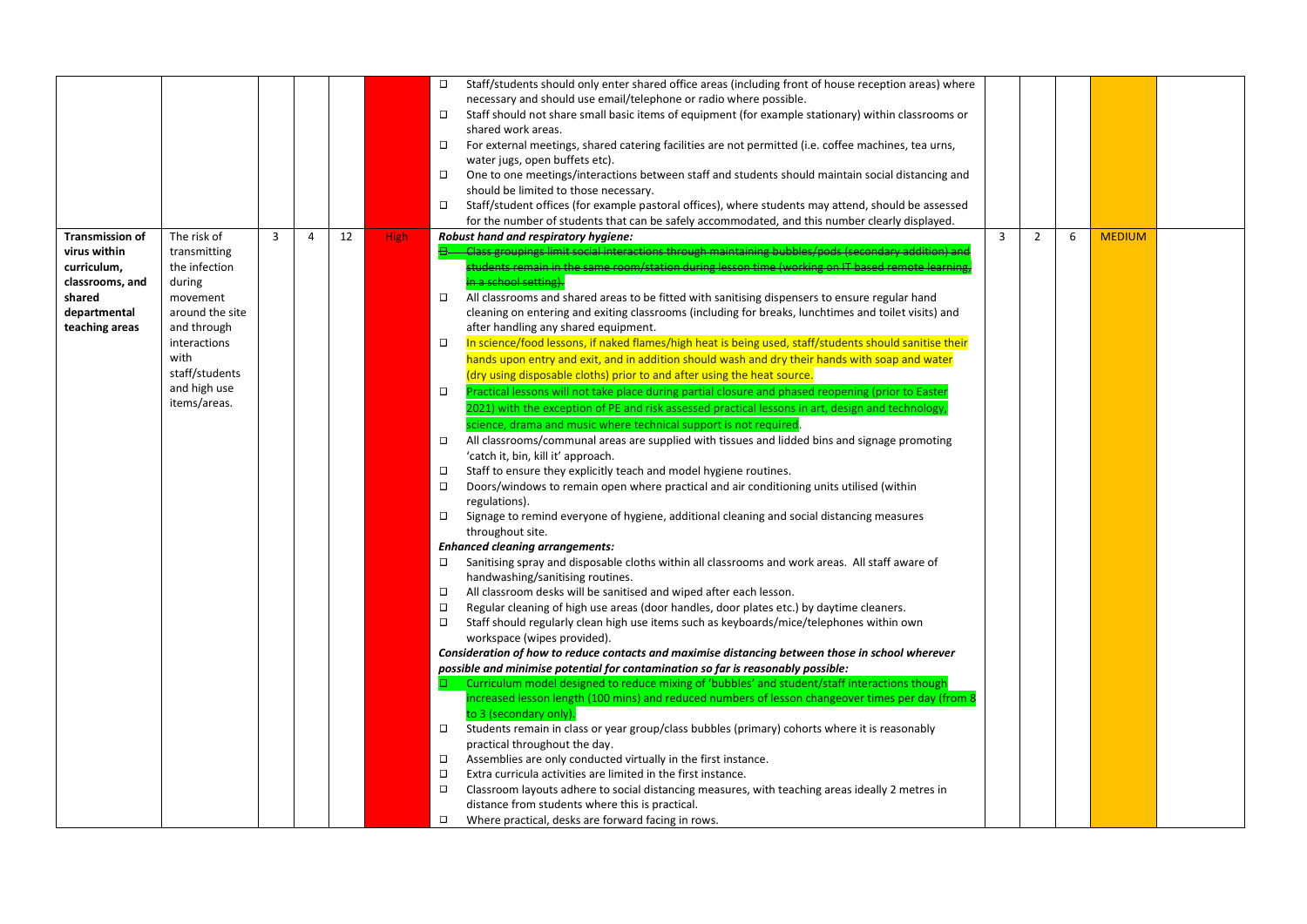| | | | | | | | | | | | |
|---|---|---|---|---|---|---|---|---|---|---|---|
| | | | | | High | ☐ Staff/students should only enter shared office areas (including front of house reception areas) where necessary and should use email/telephone or radio where possible.<br>☐ Staff should not share small basic items of equipment (for example stationary) within classrooms or shared work areas.<br>☐ For external meetings, shared catering facilities are not permitted (i.e. coffee machines, tea urns, water jugs, open buffets etc).<br>☐ One to one meetings/interactions between staff and students should maintain social distancing and should be limited to those necessary.<br>☐ Staff/student offices (for example pastoral offices), where students may attend, should be assessed for the number of students that can be safely accommodated, and this number clearly displayed. | | | | | |
| **Transmission of virus within curriculum, classrooms, and shared departmental teaching areas** | The risk of transmitting the infection during movement around the site and through interactions with staff/students and high use items/areas. | 3 | 4 | 12 | High | ***Robust hand and respiratory hygiene:***<br>☐ ~~Class groupings limit social interactions through maintaining bubbles/pods (secondary addition) and students remain in the same room/station during lesson time (working on IT based remote learning, in a school setting).~~<br>☐ All classrooms and shared areas to be fitted with sanitising dispensers to ensure regular hand cleaning on entering and exiting classrooms (including for breaks, lunchtimes and toilet visits) and after handling any shared equipment.<br>☐ In science/food lessons, if naked flames/high heat is being used, staff/students should sanitise their hands upon entry and exit, and in addition should wash and dry their hands with soap and water (dry using disposable cloths) prior to and after using the heat source.<br>☐ Practical lessons will not take place during partial closure and phased reopening (prior to Easter 2021) with the exception of PE and risk assessed practical lessons in art, design and technology, science, drama and music where technical support is not required.<br>☐ All classrooms/communal areas are supplied with tissues and lidded bins and signage promoting 'catch it, bin, kill it' approach.<br>☐ Staff to ensure they explicitly teach and model hygiene routines.<br>☐ Doors/windows to remain open where practical and air conditioning units utilised (within regulations).<br>☐ Signage to remind everyone of hygiene, additional cleaning and social distancing measures throughout site.<br>***Enhanced cleaning arrangements:***<br>☐ Sanitising spray and disposable cloths within all classrooms and work areas. All staff aware of handwashing/sanitising routines.<br>☐ All classroom desks will be sanitised and wiped after each lesson.<br>☐ Regular cleaning of high use areas (door handles, door plates etc.) by daytime cleaners.<br>☐ Staff should regularly clean high use items such as keyboards/mice/telephones within own workspace (wipes provided).<br>***Consideration of how to reduce contacts and maximise distancing between those in school wherever possible and minimise potential for contamination so far is reasonably possible:***<br>☐ Curriculum model designed to reduce mixing of 'bubbles' and student/staff interactions though increased lesson length (100 mins) and reduced numbers of lesson changeover times per day (from 8 to 3 (secondary only).<br>☐ Students remain in class or year group/class bubbles (primary) cohorts where it is reasonably practical throughout the day.<br>☐ Assemblies are only conducted virtually in the first instance.<br>☐ Extra curricula activities are limited in the first instance.<br>☐ Classroom layouts adhere to social distancing measures, with teaching areas ideally 2 metres in distance from students where this is practical.<br>☐ Where practical, desks are forward facing in rows. | 3 | 2 | 6 | MEDIUM | |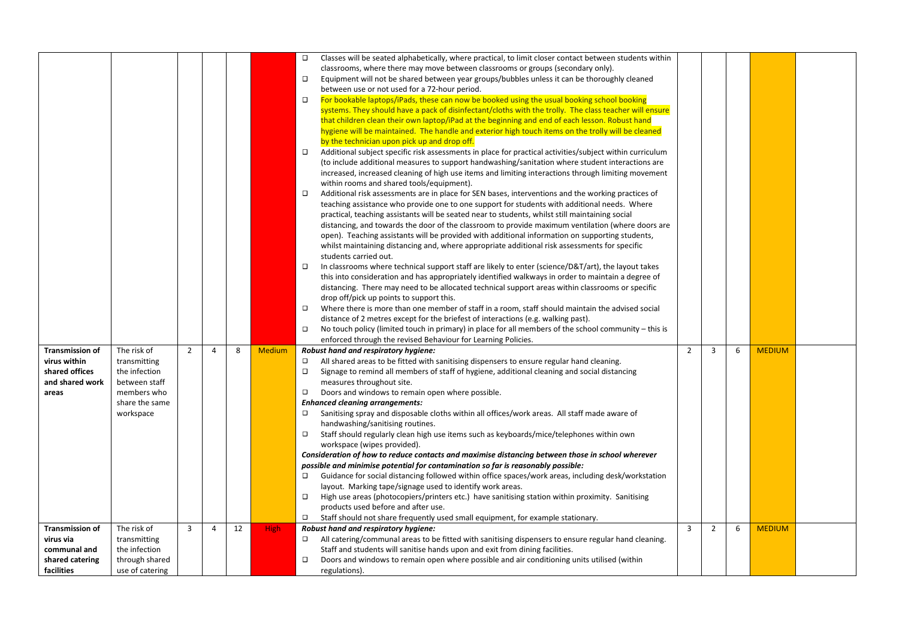| | | | | | | | | | | | |
|---|---|---|---|---|---|---|---|---|---|---|---|
| | | | | | | ☐ Classes will be seated alphabetically, where practical, to limit closer contact between students within classrooms, where there may move between classrooms or groups (secondary only).<br>☐ Equipment will not be shared between year groups/bubbles unless it can be thoroughly cleaned between use or not used for a 72-hour period.<br>☐ For bookable laptops/iPads, these can now be booked using the usual booking school booking systems. They should have a pack of disinfectant/cloths with the trolly. The class teacher will ensure that children clean their own laptop/iPad at the beginning and end of each lesson. Robust hand hygiene will be maintained. The handle and exterior high touch items on the trolly will be cleaned by the technician upon pick up and drop off.<br>☐ Additional subject specific risk assessments in place for practical activities/subject within curriculum (to include additional measures to support handwashing/sanitation where student interactions are increased, increased cleaning of high use items and limiting interactions through limiting movement within rooms and shared tools/equipment).<br>☐ Additional risk assessments are in place for SEN bases, interventions and the working practices of teaching assistance who provide one to one support for students with additional needs. Where practical, teaching assistants will be seated near to students, whilst still maintaining social distancing, and towards the door of the classroom to provide maximum ventilation (where doors are open). Teaching assistants will be provided with additional information on supporting students, whilst maintaining distancing and, where appropriate additional risk assessments for specific students carried out.<br>☐ In classrooms where technical support staff are likely to enter (science/D&T/art), the layout takes this into consideration and has appropriately identified walkways in order to maintain a degree of distancing. There may need to be allocated technical support areas within classrooms or specific drop off/pick up points to support this.<br>☐ Where there is more than one member of staff in a room, staff should maintain the advised social distance of 2 metres except for the briefest of interactions (e.g. walking past).<br>☐ No touch policy (limited touch in primary) in place for all members of the school community – this is enforced through the revised Behaviour for Learning Policies. | | | | | |
| **Transmission of virus within shared offices and shared work areas** | The risk of transmitting the infection between staff members who share the same workspace | 2 | 4 | 8 | Medium | ***Robust hand and respiratory hygiene:***<br>☐ All shared areas to be fitted with sanitising dispensers to ensure regular hand cleaning.<br>☐ Signage to remind all members of staff of hygiene, additional cleaning and social distancing measures throughout site.<br>☐ Doors and windows to remain open where possible.<br>***Enhanced cleaning arrangements:***<br>☐ Sanitising spray and disposable cloths within all offices/work areas. All staff made aware of handwashing/sanitising routines.<br>☐ Staff should regularly clean high use items such as keyboards/mice/telephones within own workspace (wipes provided).<br>***Consideration of how to reduce contacts and maximise distancing between those in school wherever possible and minimise potential for contamination so far is reasonably possible:***<br>☐ Guidance for social distancing followed within office spaces/work areas, including desk/workstation layout. Marking tape/signage used to identify work areas.<br>☐ High use areas (photocopiers/printers etc.) have sanitising station within proximity. Sanitising products used before and after use.<br>☐ Staff should not share frequently used small equipment, for example stationary. | 2 | 3 | 6 | MEDIUM | |
| **Transmission of virus via communal and shared catering facilities** | The risk of transmitting the infection through shared use of catering | 3 | 4 | 12 | High | ***Robust hand and respiratory hygiene:***<br>☐ All catering/communal areas to be fitted with sanitising dispensers to ensure regular hand cleaning. Staff and students will sanitise hands upon and exit from dining facilities.<br>☐ Doors and windows to remain open where possible and air conditioning units utilised (within regulations). | 3 | 2 | 6 | MEDIUM | |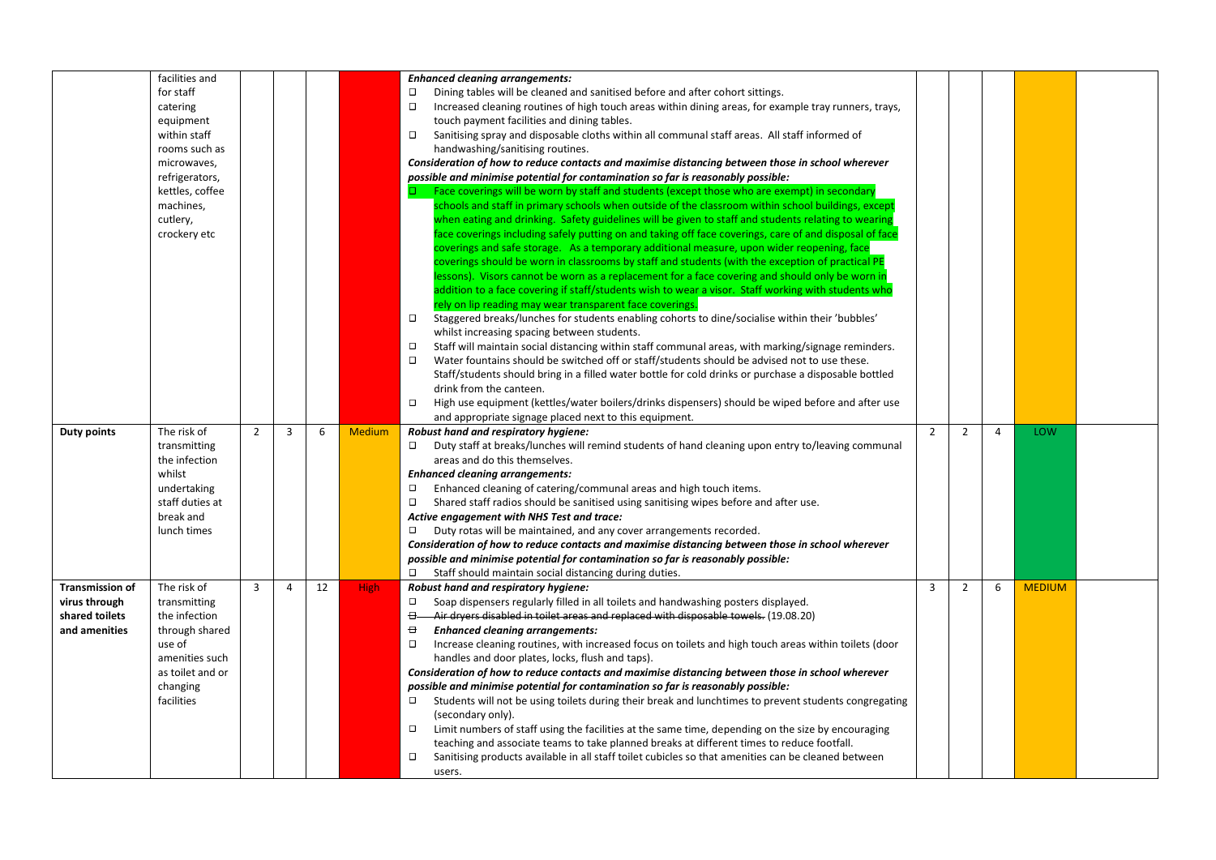| | | | | | | | | | | | | |
|---|---|---|---|---|---|---|---|---|---|---|---|---|
| | facilities and for staff catering equipment within staff rooms such as microwaves, refrigerators, kettles, coffee machines, cutlery, crockery etc | | | | | ***Enhanced cleaning arrangements:***<br>☐ Dining tables will be cleaned and sanitised before and after cohort sittings.<br>☐ Increased cleaning routines of high touch areas within dining areas, for example tray runners, trays, touch payment facilities and dining tables.<br>☐ Sanitising spray and disposable cloths within all communal staff areas. All staff informed of handwashing/sanitising routines.<br>***Consideration of how to reduce contacts and maximise distancing between those in school wherever possible and minimise potential for contamination so far is reasonably possible:***<br>☐ Face coverings will be worn by staff and students (except those who are exempt) in secondary schools and staff in primary schools when outside of the classroom within school buildings, except when eating and drinking. Safety guidelines will be given to staff and students relating to wearing face coverings including safely putting on and taking off face coverings, care of and disposal of face coverings and safe storage. As a temporary additional measure, upon wider reopening, face coverings should be worn in classrooms by staff and students (with the exception of practical PE lessons). Visors cannot be worn as a replacement for a face covering and should only be worn in addition to a face covering if staff/students wish to wear a visor. Staff working with students who rely on lip reading may wear transparent face coverings.<br>☐ Staggered breaks/lunches for students enabling cohorts to dine/socialise within their 'bubbles' whilst increasing spacing between students.<br>☐ Staff will maintain social distancing within staff communal areas, with marking/signage reminders.<br>☐ Water fountains should be switched off or staff/students should be advised not to use these. Staff/students should bring in a filled water bottle for cold drinks or purchase a disposable bottled drink from the canteen.<br>☐ High use equipment (kettles/water boilers/drinks dispensers) should be wiped before and after use and appropriate signage placed next to this equipment. | | | | | |
| **Duty points** | The risk of transmitting the infection whilst undertaking staff duties at break and lunch times | 2 | 3 | 6 | Medium | ***Robust hand and respiratory hygiene:***<br>☐ Duty staff at breaks/lunches will remind students of hand cleaning upon entry to/leaving communal areas and do this themselves.<br>***Enhanced cleaning arrangements:***<br>☐ Enhanced cleaning of catering/communal areas and high touch items.<br>☐ Shared staff radios should be sanitised using sanitising wipes before and after use.<br>***Active engagement with NHS Test and trace:***<br>☐ Duty rotas will be maintained, and any cover arrangements recorded.<br>***Consideration of how to reduce contacts and maximise distancing between those in school wherever possible and minimise potential for contamination so far is reasonably possible:***<br>☐ Staff should maintain social distancing during duties. | 2 | 2 | 4 | LOW | |
| **Transmission of virus through shared toilets and amenities** | The risk of transmitting the infection through shared use of amenities such as toilet and or changing facilities | 3 | 4 | 12 | High | ***Robust hand and respiratory hygiene:***<br>☐ Soap dispensers regularly filled in all toilets and handwashing posters displayed.<br>~~☐ Air dryers disabled in toilet areas and replaced with disposable towels.~~ (19.08.20)<br>☐ ***Enhanced cleaning arrangements:***<br>☐ Increase cleaning routines, with increased focus on toilets and high touch areas within toilets (door handles and door plates, locks, flush and taps).<br>***Consideration of how to reduce contacts and maximise distancing between those in school wherever possible and minimise potential for contamination so far is reasonably possible:***<br>☐ Students will not be using toilets during their break and lunchtimes to prevent students congregating (secondary only).<br>☐ Limit numbers of staff using the facilities at the same time, depending on the size by encouraging teaching and associate teams to take planned breaks at different times to reduce footfall.<br>☐ Sanitising products available in all staff toilet cubicles so that amenities can be cleaned between users. | 3 | 2 | 6 | MEDIUM | |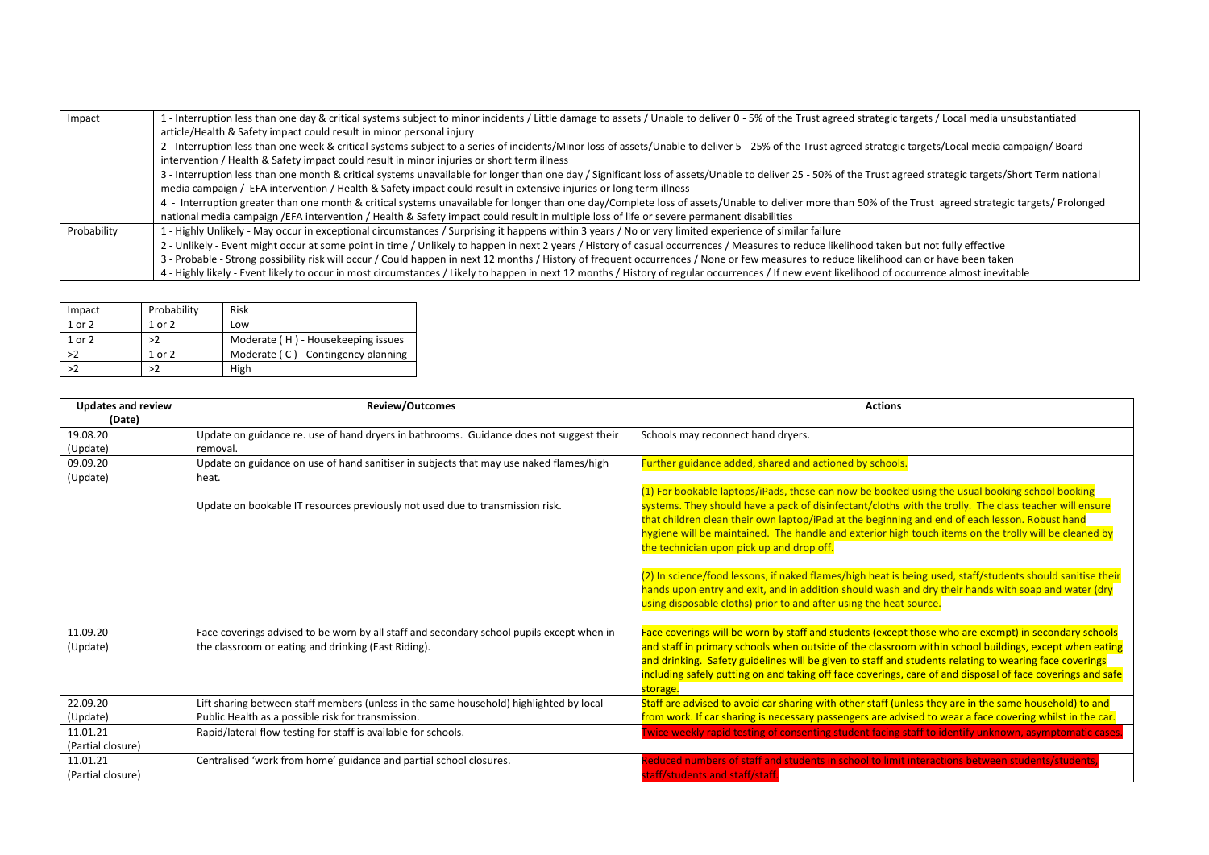| | |
|---|---|
| Impact | 1 - Interruption less than one day & critical systems subject to minor incidents / Little damage to assets / Unable to deliver 0 - 5% of the Trust agreed strategic targets / Local media unsubstantiated article/Health & Safety impact could result in minor personal injury<br>2 - Interruption less than one week & critical systems subject to a series of incidents/Minor loss of assets/Unable to deliver 5 - 25% of the Trust agreed strategic targets/Local media campaign/ Board intervention / Health & Safety impact could result in minor injuries or short term illness<br>3 - Interruption less than one month & critical systems unavailable for longer than one day / Significant loss of assets/Unable to deliver 25 - 50% of the Trust agreed strategic targets/Short Term national media campaign / EFA intervention / Health & Safety impact could result in extensive injuries or long term illness<br>4 - Interruption greater than one month & critical systems unavailable for longer than one day/Complete loss of assets/Unable to deliver more than 50% of the Trust agreed strategic targets/ Prolonged national media campaign /EFA intervention / Health & Safety impact could result in multiple loss of life or severe permanent disabilities |
| Probability | 1 - Highly Unlikely - May occur in exceptional circumstances / Surprising it happens within 3 years / No or very limited experience of similar failure<br>2 - Unlikely - Event might occur at some point in time / Unlikely to happen in next 2 years / History of casual occurrences / Measures to reduce likelihood taken but not fully effective<br>3 - Probable - Strong possibility risk will occur / Could happen in next 12 months / History of frequent occurrences / None or few measures to reduce likelihood can or have been taken<br>4 - Highly likely - Event likely to occur in most circumstances / Likely to happen in next 12 months / History of regular occurrences / If new event likelihood of occurrence almost inevitable |

| Impact | Probability | Risk |
|---|---|---|
| 1 or 2 | 1 or 2 | Low |
| 1 or 2 | >2 | Moderate ( H ) - Housekeeping issues |
| >2 | 1 or 2 | Moderate ( C ) - Contingency planning |
| >2 | >2 | High |

| Updates and review (Date) | Review/Outcomes | Actions |
|---|---|---|
| 19.08.20 (Update) | Update on guidance re. use of hand dryers in bathrooms. Guidance does not suggest their removal. | Schools may reconnect hand dryers. |
| 09.09.20 (Update) | Update on guidance on use of hand sanitiser in subjects that may use naked flames/high heat.<br><br>Update on bookable IT resources previously not used due to transmission risk. | Further guidance added, shared and actioned by schools.<br><br>(1) For bookable laptops/iPads, these can now be booked using the usual booking school booking systems. They should have a pack of disinfectant/cloths with the trolly. The class teacher will ensure that children clean their own laptop/iPad at the beginning and end of each lesson. Robust hand hygiene will be maintained. The handle and exterior high touch items on the trolly will be cleaned by the technician upon pick up and drop off.<br><br>(2) In science/food lessons, if naked flames/high heat is being used, staff/students should sanitise their hands upon entry and exit, and in addition should wash and dry their hands with soap and water (dry using disposable cloths) prior to and after using the heat source. |
| 11.09.20 (Update) | Face coverings advised to be worn by all staff and secondary school pupils except when in the classroom or eating and drinking (East Riding). | Face coverings will be worn by staff and students (except those who are exempt) in secondary schools and staff in primary schools when outside of the classroom within school buildings, except when eating and drinking. Safety guidelines will be given to staff and students relating to wearing face coverings including safely putting on and taking off face coverings, care of and disposal of face coverings and safe storage. |
| 22.09.20 (Update) | Lift sharing between staff members (unless in the same household) highlighted by local Public Health as a possible risk for transmission. | Staff are advised to avoid car sharing with other staff (unless they are in the same household) to and from work. If car sharing is necessary passengers are advised to wear a face covering whilst in the car. |
| 11.01.21 (Partial closure) | Rapid/lateral flow testing for staff is available for schools. | Twice weekly rapid testing of consenting student facing staff to identify unknown, asymptomatic cases. |
| 11.01.21 (Partial closure) | Centralised 'work from home' guidance and partial school closures. | Reduced numbers of staff and students in school to limit interactions between students/students, staff/students and staff/staff. |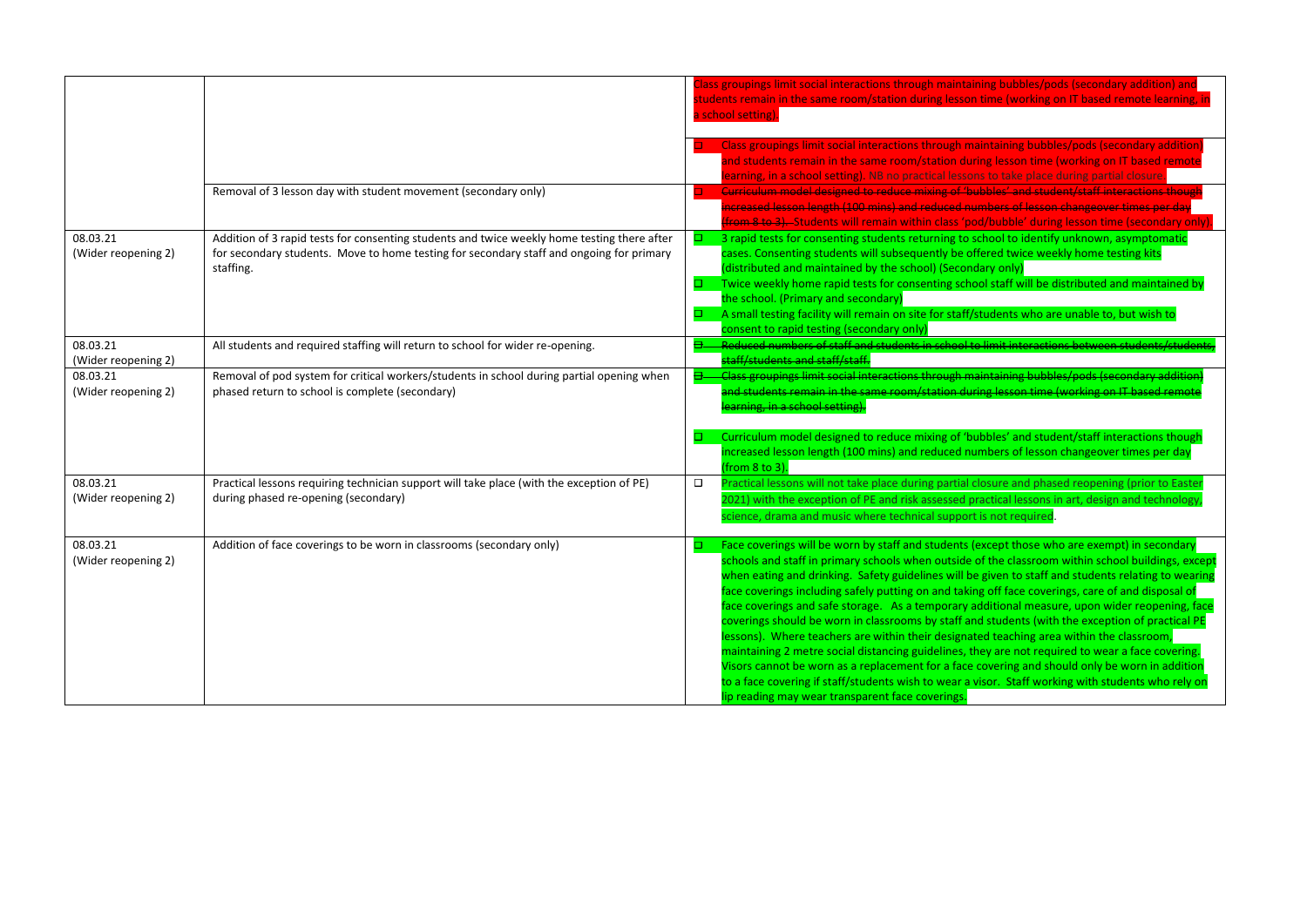| | | |
|---|---|---|
| | | Class groupings limit social interactions through maintaining bubbles/pods (secondary addition) and students remain in the same room/station during lesson time (working on IT based remote learning, in a school setting).<br><br>☐ Class groupings limit social interactions through maintaining bubbles/pods (secondary addition) and students remain in the same room/station during lesson time (working on IT based remote learning, in a school setting). NB no practical lessons to take place during partial closure. |
| | Removal of 3 lesson day with student movement (secondary only) | ☐ ~~Curriculum model designed to reduce mixing of 'bubbles' and student/staff interactions though increased lesson length (100 mins) and reduced numbers of lesson changeover times per day (from 8 to 3).~~ Students will remain within class 'pod/bubble' during lesson time (secondary only). |
| 08.03.21 (Wider reopening 2) | Addition of 3 rapid tests for consenting students and twice weekly home testing there after for secondary students. Move to home testing for secondary staff and ongoing for primary staffing. | ☐ 3 rapid tests for consenting students returning to school to identify unknown, asymptomatic cases. Consenting students will subsequently be offered twice weekly home testing kits (distributed and maintained by the school) (Secondary only)<br>☐ Twice weekly home rapid tests for consenting school staff will be distributed and maintained by the school. (Primary and secondary)<br>☐ A small testing facility will remain on site for staff/students who are unable to, but wish to consent to rapid testing (secondary only) |
| 08.03.21 (Wider reopening 2) | All students and required staffing will return to school for wider re-opening. | ~~☐ Reduced numbers of staff and students in school to limit interactions between students/students, staff/students and staff/staff.~~ |
| 08.03.21 (Wider reopening 2) | Removal of pod system for critical workers/students in school during partial opening when phased return to school is complete (secondary) | ~~☐ Class groupings limit social interactions through maintaining bubbles/pods (secondary addition) and students remain in the same room/station during lesson time (working on IT based remote learning, in a school setting).~~<br><br>☐ Curriculum model designed to reduce mixing of 'bubbles' and student/staff interactions though increased lesson length (100 mins) and reduced numbers of lesson changeover times per day (from 8 to 3). |
| 08.03.21 (Wider reopening 2) | Practical lessons requiring technician support will take place (with the exception of PE) during phased re-opening (secondary) | ☐ Practical lessons will not take place during partial closure and phased reopening (prior to Easter 2021) with the exception of PE and risk assessed practical lessons in art, design and technology, science, drama and music where technical support is not required. |
| 08.03.21 (Wider reopening 2) | Addition of face coverings to be worn in classrooms (secondary only) | ☐ Face coverings will be worn by staff and students (except those who are exempt) in secondary schools and staff in primary schools when outside of the classroom within school buildings, except when eating and drinking. Safety guidelines will be given to staff and students relating to wearing face coverings including safely putting on and taking off face coverings, care of and disposal of face coverings and safe storage. As a temporary additional measure, upon wider reopening, face coverings should be worn in classrooms by staff and students (with the exception of practical PE lessons). Where teachers are within their designated teaching area within the classroom, maintaining 2 metre social distancing guidelines, they are not required to wear a face covering. Visors cannot be worn as a replacement for a face covering and should only be worn in addition to a face covering if staff/students wish to wear a visor. Staff working with students who rely on lip reading may wear transparent face coverings. |